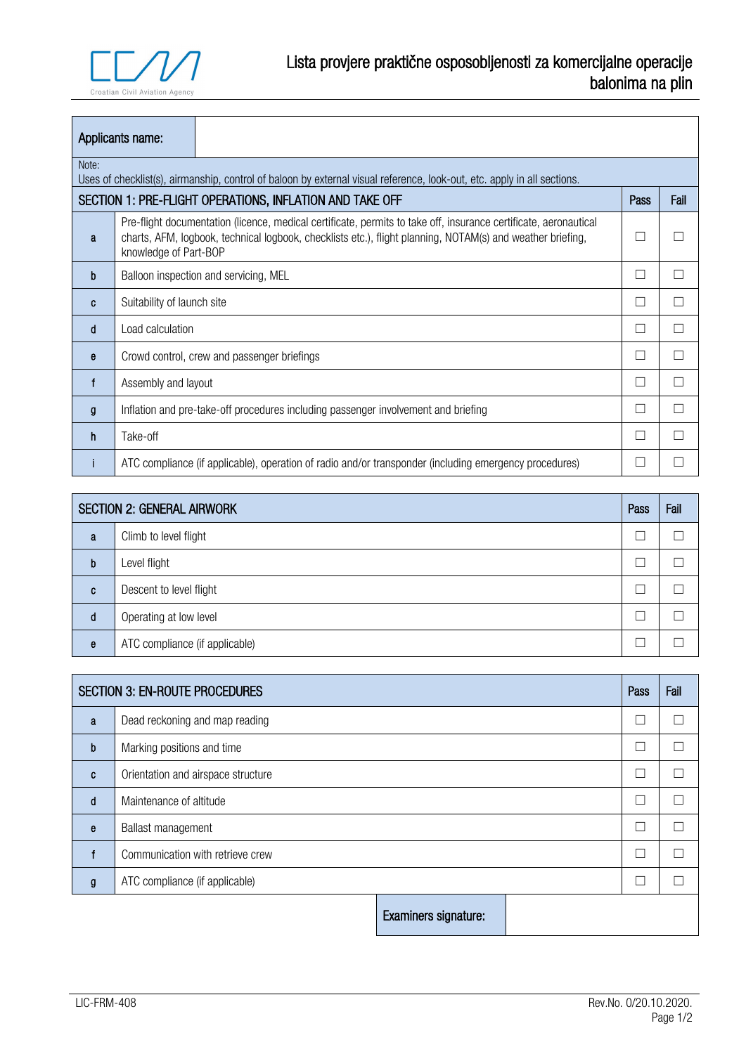# Lista provjere praktične osposobljenosti za komercijalne operacije balonima na plin

| Applicants name: | |
|---|---|

Note:
Uses of checklist(s), airmanship, control of baloon by external visual reference, look-out, etc. apply in all sections.

| SECTION 1: PRE-FLIGHT OPERATIONS, INFLATION AND TAKE OFF | | Pass | Fail |
|---|---|---|---|
| a | Pre-flight documentation (licence, medical certificate, permits to take off, insurance certificate, aeronautical charts, AFM, logbook, technical logbook, checklists etc.), flight planning, NOTAM(s) and weather briefing, knowledge of Part-BOP | ☐ | ☐ |
| b | Balloon inspection and servicing, MEL | ☐ | ☐ |
| c | Suitability of launch site | ☐ | ☐ |
| d | Load calculation | ☐ | ☐ |
| e | Crowd control, crew and passenger briefings | ☐ | ☐ |
| f | Assembly and layout | ☐ | ☐ |
| g | Inflation and pre-take-off procedures including passenger involvement and briefing | ☐ | ☐ |
| h | Take-off | ☐ | ☐ |
| i | ATC compliance (if applicable), operation of radio and/or transponder (including emergency procedures) | ☐ | ☐ |

| SECTION 2: GENERAL AIRWORK | | Pass | Fail |
|---|---|---|---|
| a | Climb to level flight | ☐ | ☐ |
| b | Level flight | ☐ | ☐ |
| c | Descent to level flight | ☐ | ☐ |
| d | Operating at low level | ☐ | ☐ |
| e | ATC compliance (if applicable) | ☐ | ☐ |

| SECTION 3: EN-ROUTE PROCEDURES | | Pass | Fail |
|---|---|---|---|
| a | Dead reckoning and map reading | ☐ | ☐ |
| b | Marking positions and time | ☐ | ☐ |
| c | Orientation and airspace structure | ☐ | ☐ |
| d | Maintenance of altitude | ☐ | ☐ |
| e | Ballast management | ☐ | ☐ |
| f | Communication with retrieve crew | ☐ | ☐ |
| g | ATC compliance (if applicable) | ☐ | ☐ |

| Examiners signature: | |
|---|---|

LIC-FRM-408 Rev.No. 0/20.10.2020.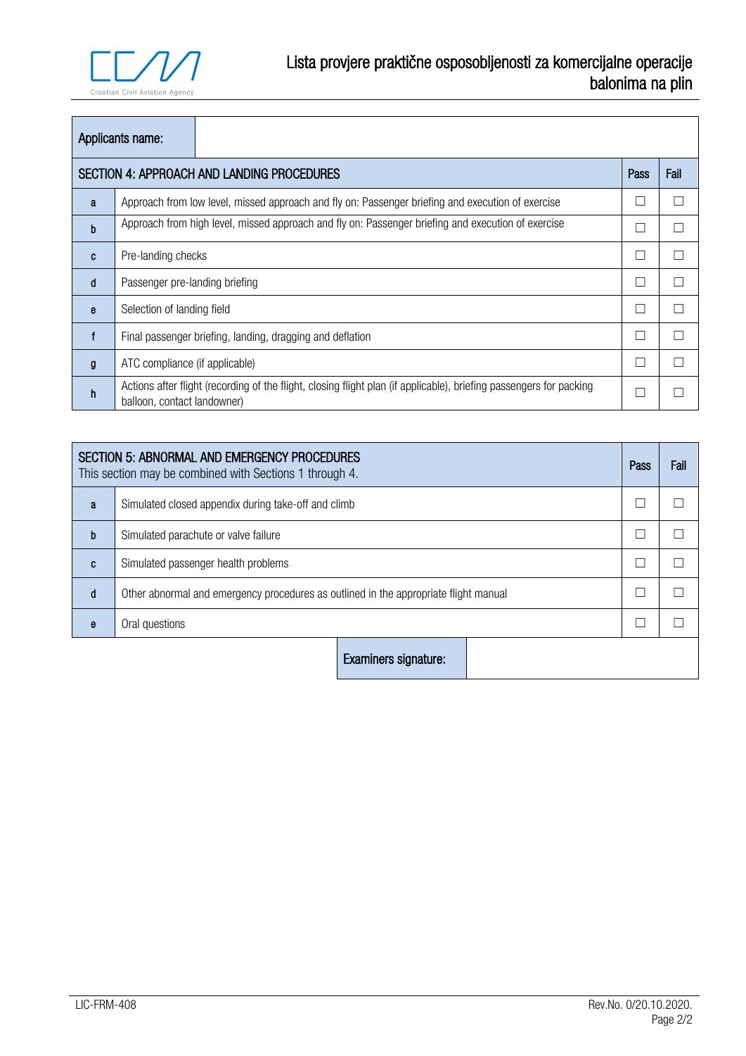# Lista provjere praktične osposobljenosti za komercijalne operacije balonima na plin

| Applicants name: | | | |
|---|---|---|---|
| **SECTION 4: APPROACH AND LANDING PROCEDURES** | | **Pass** | **Fail** |
| a | Approach from low level, missed approach and fly on: Passenger briefing and execution of exercise | ☐ | ☐ |
| b | Approach from high level, missed approach and fly on: Passenger briefing and execution of exercise | ☐ | ☐ |
| c | Pre-landing checks | ☐ | ☐ |
| d | Passenger pre-landing briefing | ☐ | ☐ |
| e | Selection of landing field | ☐ | ☐ |
| f | Final passenger briefing, landing, dragging and deflation | ☐ | ☐ |
| g | ATC compliance (if applicable) | ☐ | ☐ |
| h | Actions after flight (recording of the flight, closing flight plan (if applicable), briefing passengers for packing balloon, contact landowner) | ☐ | ☐ |

| **SECTION 5: ABNORMAL AND EMERGENCY PROCEDURES** This section may be combined with Sections 1 through 4. | | **Pass** | **Fail** |
|---|---|---|---|
| a | Simulated closed appendix during take-off and climb | ☐ | ☐ |
| b | Simulated parachute or valve failure | ☐ | ☐ |
| c | Simulated passenger health problems | ☐ | ☐ |
| d | Other abnormal and emergency procedures as outlined in the appropriate flight manual | ☐ | ☐ |
| e | Oral questions | ☐ | ☐ |

**Examiners signature:**

LIC-FRM-408

Rev.No. 0/20.10.2020.